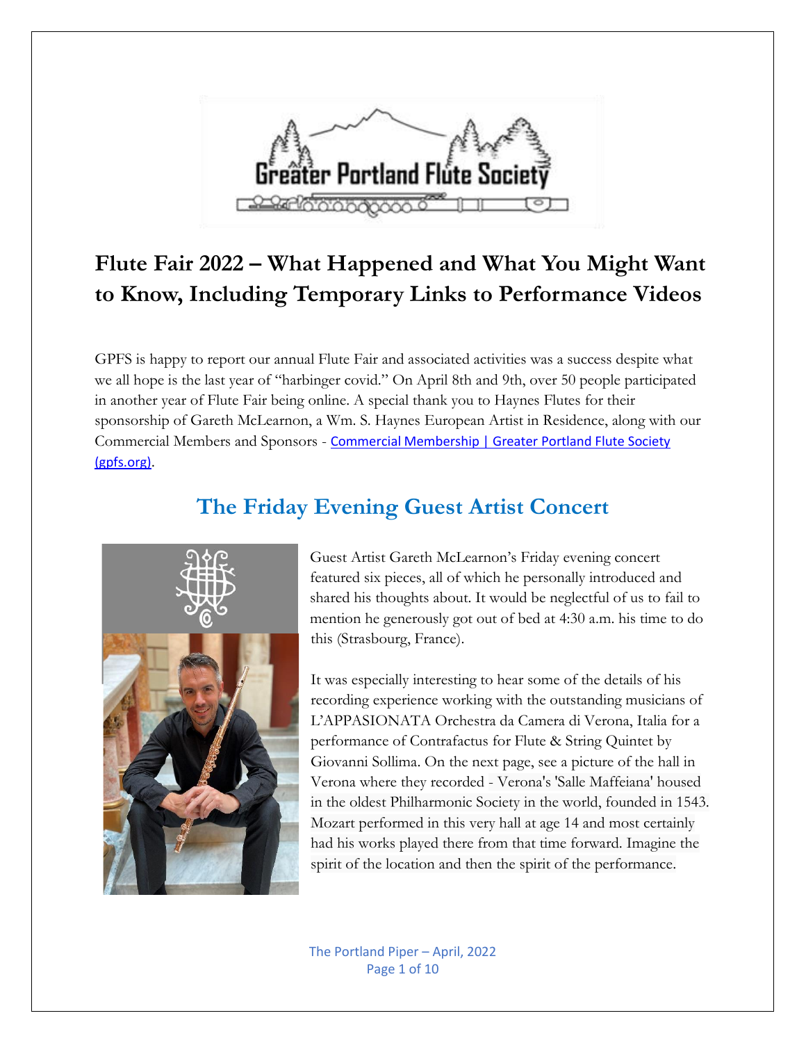# Flute Fair 2022 – What Happened and What You Might Want to Know, Including Temporary Links to Performance Videos

GPFS is happy to report our annual Flute Fair and associated activities was a success despite what we all hope is the last year of "harbinger covid." On April 8th and 9th, over 50 people participated in another year of Flute Fair being online. A special thank you to Haynes Flutes for their sponsorship of Gareth McLearnon, a Wm. S. Haynes European Artist in Residence, along with our Commercial Members and Sponsors - [Commercial Membership | Greater Portland Flute Society (gpfs.org)](gpfs.org).

## The Friday Evening Guest Artist Concert

Guest Artist Gareth McLearnon's Friday evening concert featured six pieces, all of which he personally introduced and shared his thoughts about. It would be neglectful of us to fail to mention he generously got out of bed at 4:30 a.m. his time to do this (Strasbourg, France).

It was especially interesting to hear some of the details of his recording experience working with the outstanding musicians of L'APPASIONATA Orchestra da Camera di Verona, Italia for a performance of Contrafactus for Flute & String Quintet by Giovanni Sollima. On the next page, see a picture of the hall in Verona where they recorded - Verona's 'Salle Maffeiana' housed in the oldest Philharmonic Society in the world, founded in 1543. Mozart performed in this very hall at age 14 and most certainly had his works played there from that time forward. Imagine the spirit of the location and then the spirit of the performance.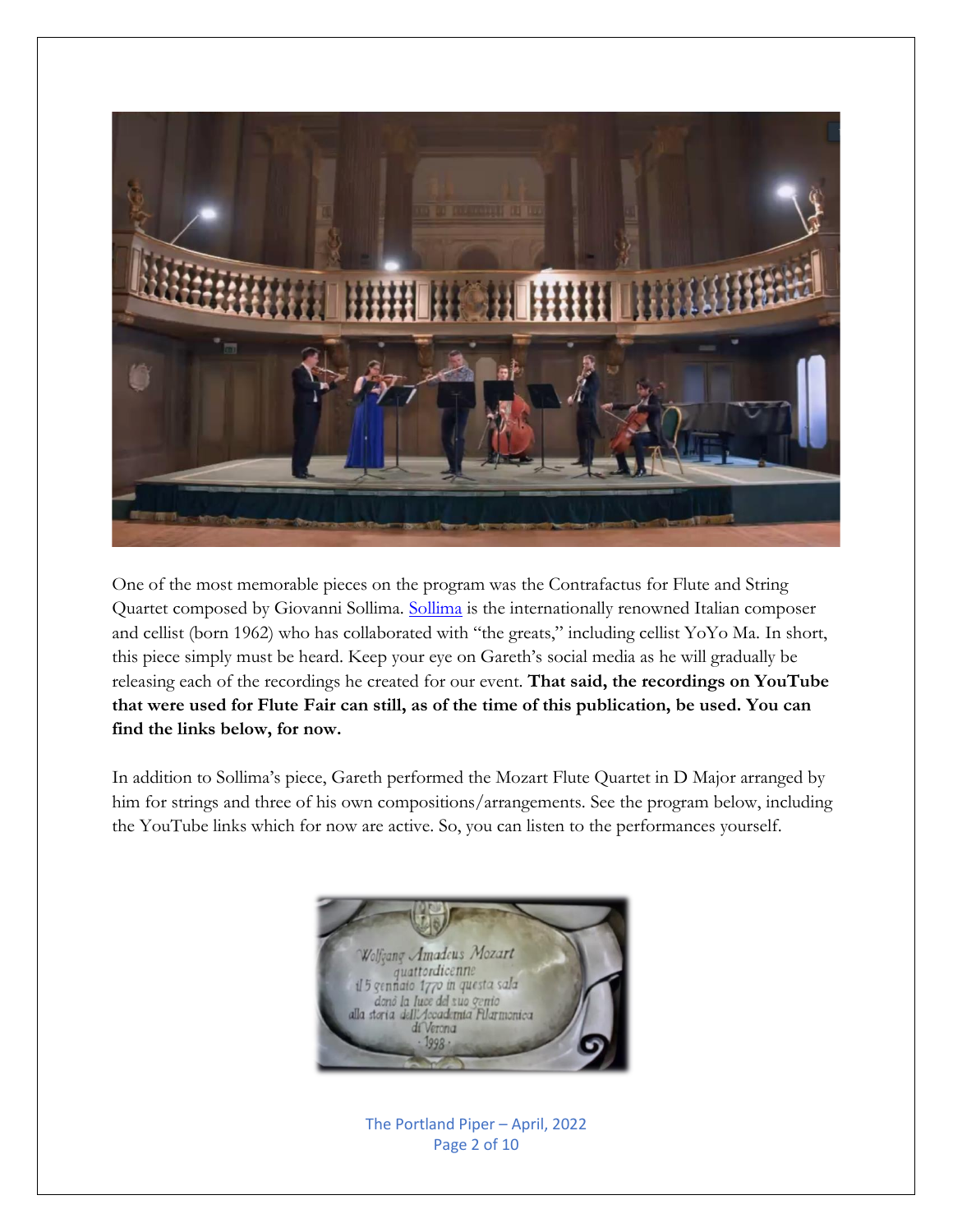One of the most memorable pieces on the program was the Contrafactus for Flute and String Quartet composed by Giovanni Sollima. Sollima is the internationally renowned Italian composer and cellist (born 1962) who has collaborated with "the greats," including cellist YoYo Ma. In short, this piece simply must be heard. Keep your eye on Gareth's social media as he will gradually be releasing each of the recordings he created for our event. **That said, the recordings on YouTube that were used for Flute Fair can still, as of the time of this publication, be used. You can find the links below, for now.**

In addition to Sollima's piece, Gareth performed the Mozart Flute Quartet in D Major arranged by him for strings and three of his own compositions/arrangements. See the program below, including the YouTube links which for now are active. So, you can listen to the performances yourself.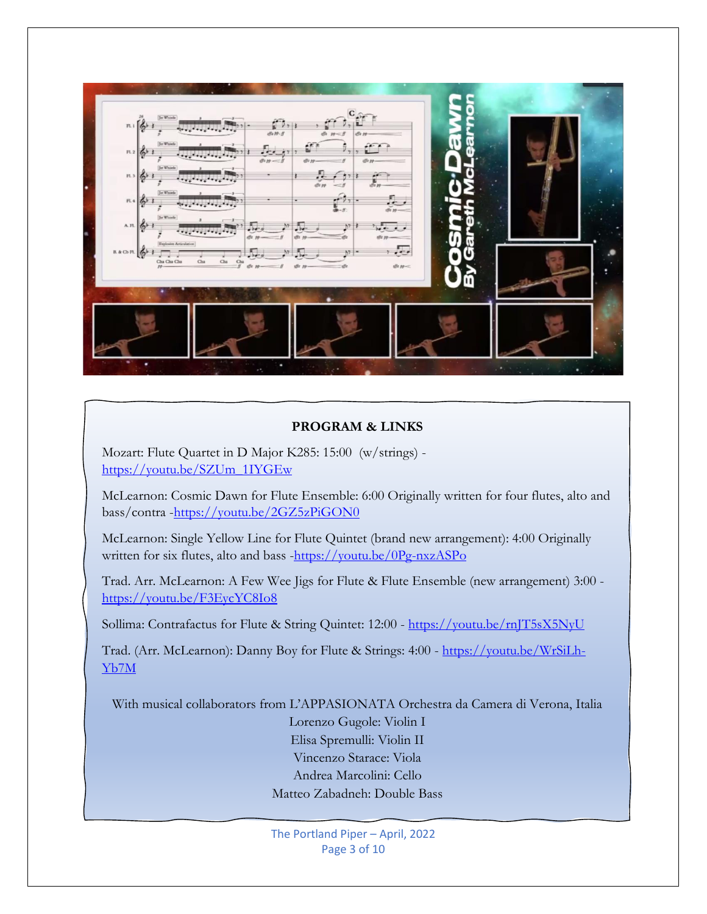## PROGRAM & LINKS

Mozart: Flute Quartet in D Major K285: 15:00 (w/strings) - https://youtu.be/SZUm_1IYGEw

McLearnon: Cosmic Dawn for Flute Ensemble: 6:00 Originally written for four flutes, alto and bass/contra -https://youtu.be/2GZ5zPiGON0

McLearnon: Single Yellow Line for Flute Quintet (brand new arrangement): 4:00 Originally written for six flutes, alto and bass -https://youtu.be/0Pg-nxzASPo

Trad. Arr. McLearnon: A Few Wee Jigs for Flute & Flute Ensemble (new arrangement) 3:00 - https://youtu.be/F3EycYC8Io8

Sollima: Contrafactus for Flute & String Quintet: 12:00 - https://youtu.be/rnJT5sX5NyU

Trad. (Arr. McLearnon): Danny Boy for Flute & Strings: 4:00 - https://youtu.be/WrSiLh-Yb7M

With musical collaborators from L'APPASIONATA Orchestra da Camera di Verona, Italia

Lorenzo Gugole: Violin I

Elisa Spremulli: Violin II

Vincenzo Starace: Viola

Andrea Marcolini: Cello

Matteo Zabadneh: Double Bass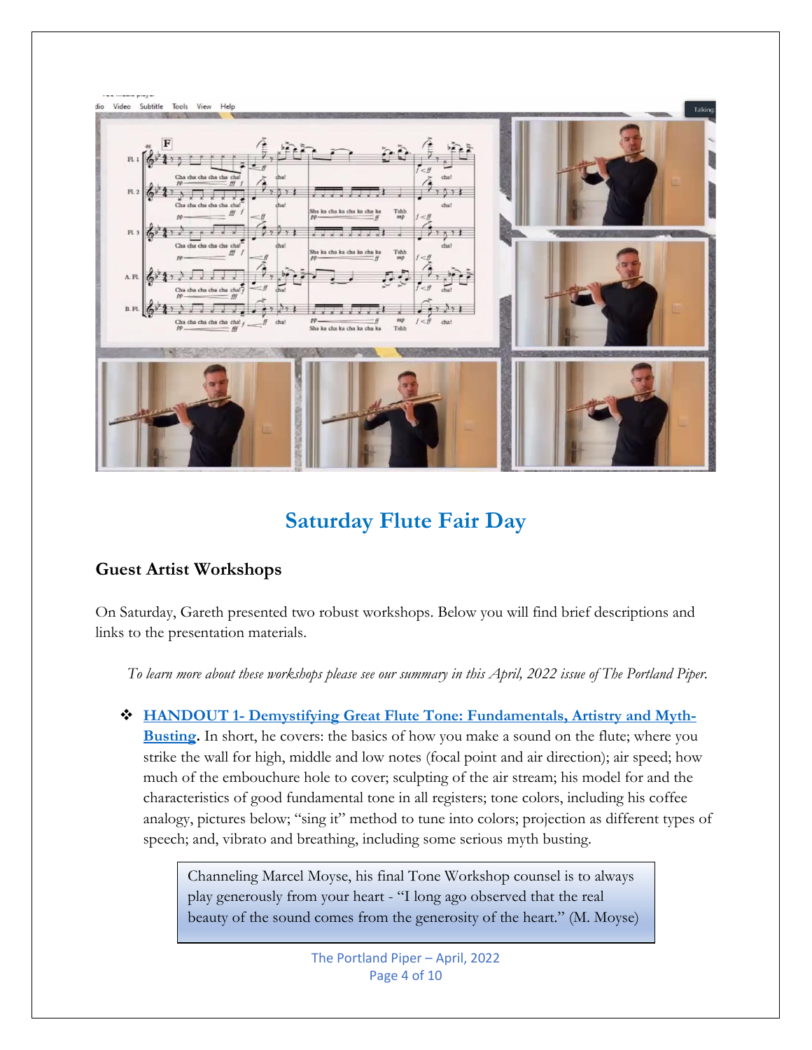# Saturday Flute Fair Day

## Guest Artist Workshops

On Saturday, Gareth presented two robust workshops. Below you will find brief descriptions and links to the presentation materials.

*To learn more about these workshops please see our summary in this April, 2022 issue of The Portland Piper.*

- **HANDOUT 1- Demystifying Great Flute Tone: Fundamentals, Artistry and Myth-Busting.** In short, he covers: the basics of how you make a sound on the flute; where you strike the wall for high, middle and low notes (focal point and air direction); air speed; how much of the embouchure hole to cover; sculpting of the air stream; his model for and the characteristics of good fundamental tone in all registers; tone colors, including his coffee analogy, pictures below; "sing it" method to tune into colors; projection as different types of speech; and, vibrato and breathing, including some serious myth busting.

> Channeling Marcel Moyse, his final Tone Workshop counsel is to always play generously from your heart - "I long ago observed that the real beauty of the sound comes from the generosity of the heart." (M. Moyse)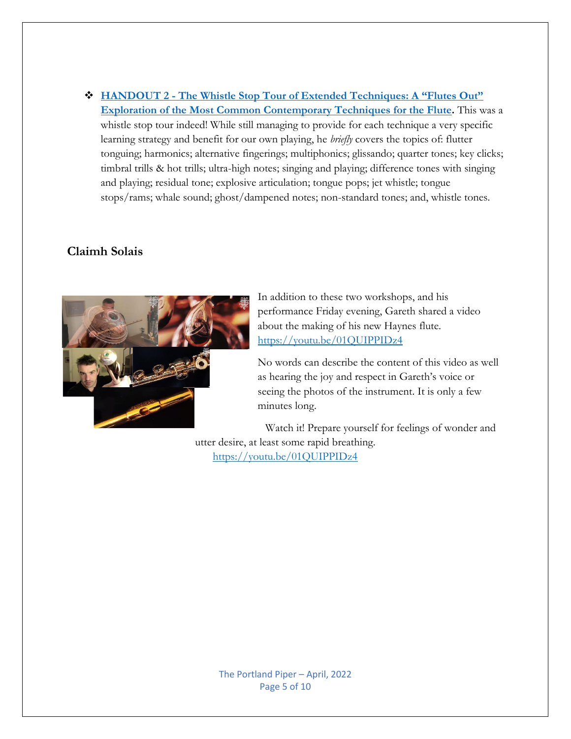- **HANDOUT 2 - The Whistle Stop Tour of Extended Techniques: A "Flutes Out" Exploration of the Most Common Contemporary Techniques for the Flute.** This was a whistle stop tour indeed! While still managing to provide for each technique a very specific learning strategy and benefit for our own playing, he *briefly* covers the topics of: flutter tonguing; harmonics; alternative fingerings; multiphonics; glissando; quarter tones; key clicks; timbral trills & hot trills; ultra-high notes; singing and playing; difference tones with singing and playing; residual tone; explosive articulation; tongue pops; jet whistle; tongue stops/rams; whale sound; ghost/dampened notes; non-standard tones; and, whistle tones.

## Claimh Solais

In addition to these two workshops, and his performance Friday evening, Gareth shared a video about the making of his new Haynes flute. https://youtu.be/01QUIPPIDz4

No words can describe the content of this video as well as hearing the joy and respect in Gareth's voice or seeing the photos of the instrument. It is only a few minutes long.

Watch it! Prepare yourself for feelings of wonder and utter desire, at least some rapid breathing. https://youtu.be/01QUIPPIDz4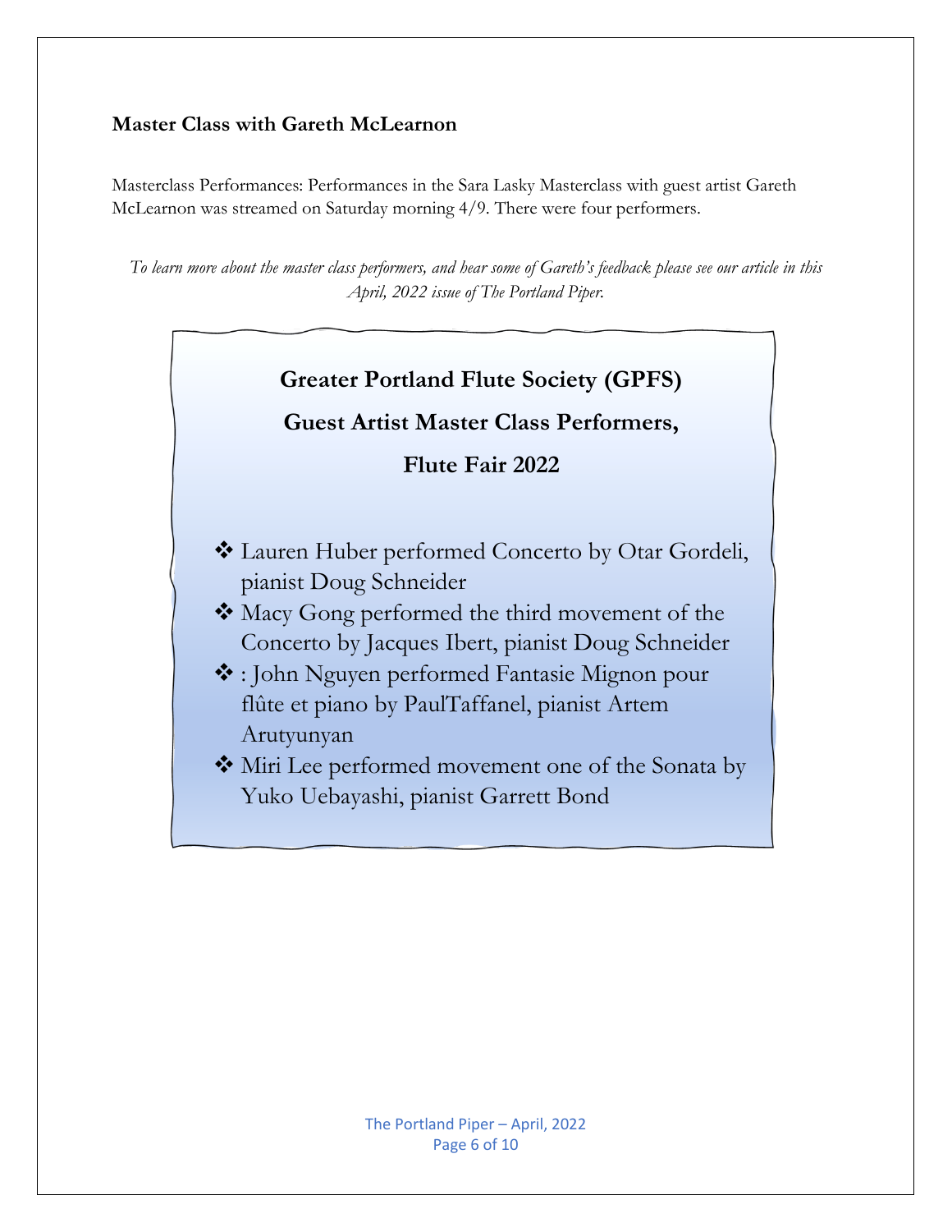### Master Class with Gareth McLearnon

Masterclass Performances: Performances in the Sara Lasky Masterclass with guest artist Gareth McLearnon was streamed on Saturday morning 4/9. There were four performers.

*To learn more about the master class performers, and hear some of Gareth's feedback please see our article in this April, 2022 issue of The Portland Piper.*

**Greater Portland Flute Society (GPFS)**

**Guest Artist Master Class Performers,**

**Flute Fair 2022**

- Lauren Huber performed Concerto by Otar Gordeli, pianist Doug Schneider
- Macy Gong performed the third movement of the Concerto by Jacques Ibert, pianist Doug Schneider
- : John Nguyen performed Fantasie Mignon pour flûte et piano by PaulTaffanel, pianist Artem Arutyunyan
- Miri Lee performed movement one of the Sonata by Yuko Uebayashi, pianist Garrett Bond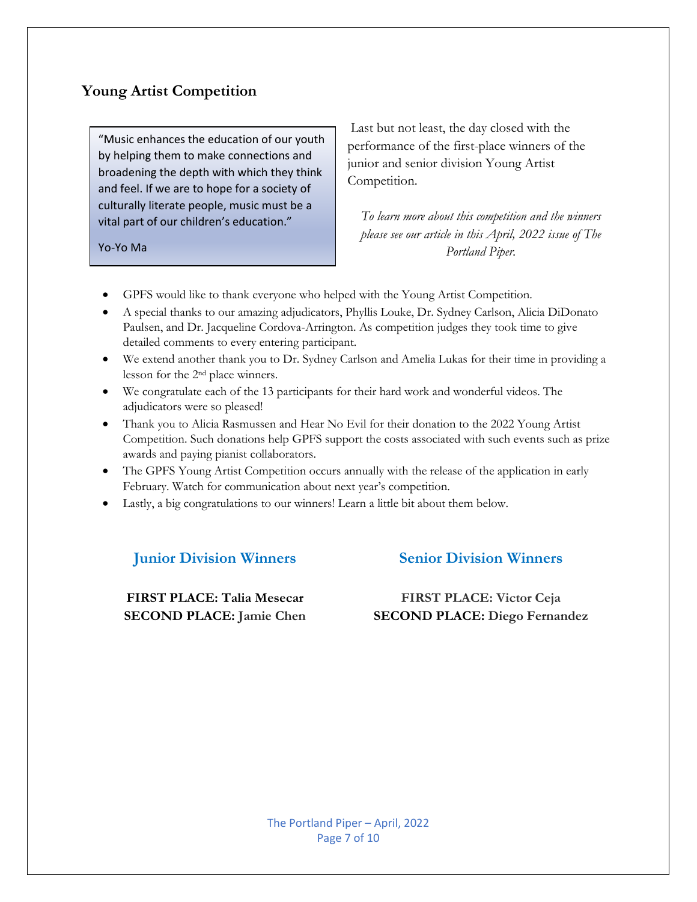## Young Artist Competition

> "Music enhances the education of our youth by helping them to make connections and broadening the depth with which they think and feel. If we are to hope for a society of culturally literate people, music must be a vital part of our children's education."
>
> Yo-Yo Ma

Last but not least, the day closed with the performance of the first-place winners of the junior and senior division Young Artist Competition.

*To learn more about this competition and the winners please see our article in this April, 2022 issue of The Portland Piper.*

- GPFS would like to thank everyone who helped with the Young Artist Competition.
- A special thanks to our amazing adjudicators, Phyllis Louke, Dr. Sydney Carlson, Alicia DiDonato Paulsen, and Dr. Jacqueline Cordova-Arrington. As competition judges they took time to give detailed comments to every entering participant.
- We extend another thank you to Dr. Sydney Carlson and Amelia Lukas for their time in providing a lesson for the 2nd place winners.
- We congratulate each of the 13 participants for their hard work and wonderful videos. The adjudicators were so pleased!
- Thank you to Alicia Rasmussen and Hear No Evil for their donation to the 2022 Young Artist Competition. Such donations help GPFS support the costs associated with such events such as prize awards and paying pianist collaborators.
- The GPFS Young Artist Competition occurs annually with the release of the application in early February. Watch for communication about next year's competition.
- Lastly, a big congratulations to our winners! Learn a little bit about them below.

### Junior Division Winners

**FIRST PLACE: Talia Mesecar**
**SECOND PLACE: Jamie Chen**

### Senior Division Winners

**FIRST PLACE: Victor Ceja**
**SECOND PLACE: Diego Fernandez**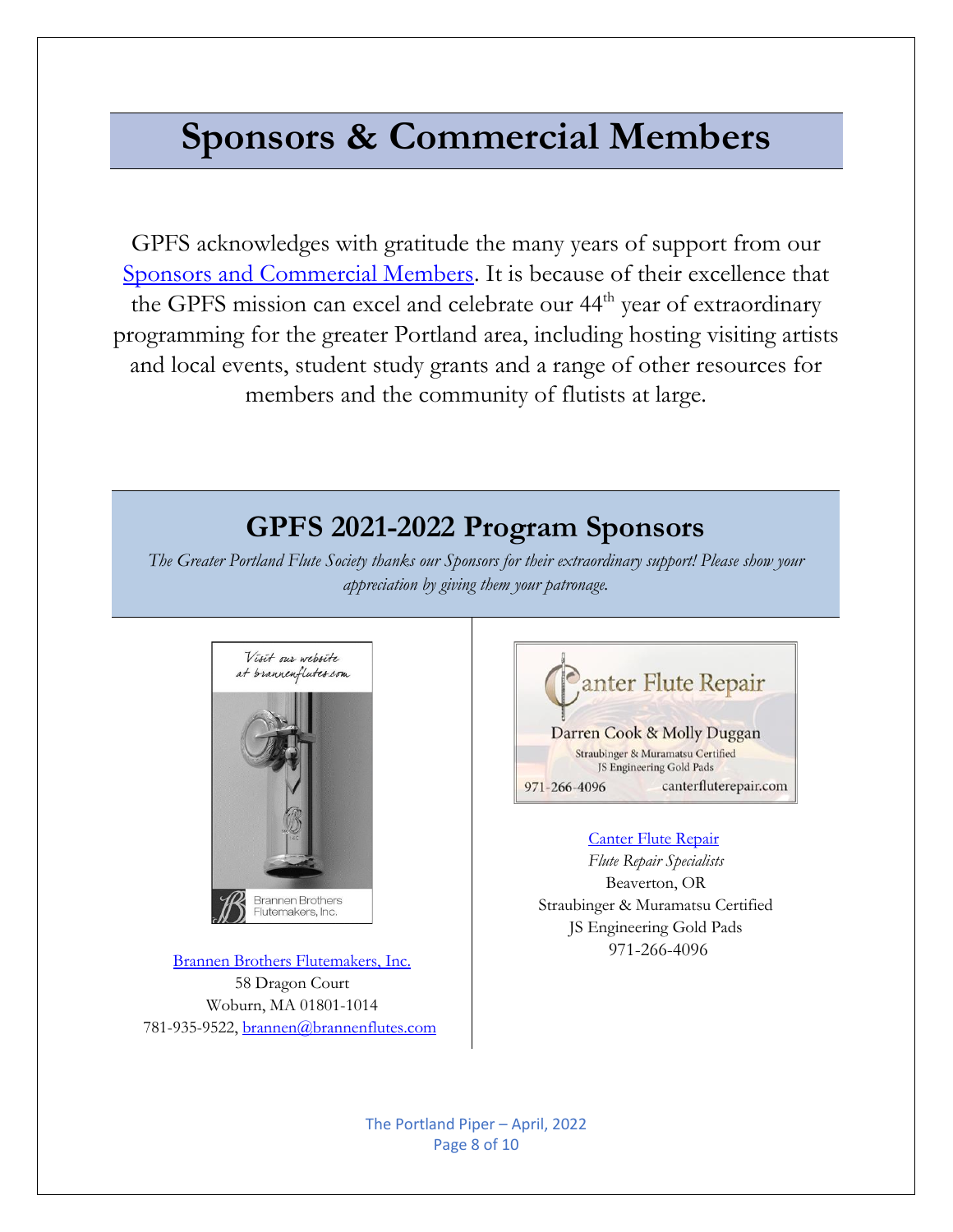# Sponsors & Commercial Members

GPFS acknowledges with gratitude the many years of support from our Sponsors and Commercial Members. It is because of their excellence that the GPFS mission can excel and celebrate our 44th year of extraordinary programming for the greater Portland area, including hosting visiting artists and local events, student study grants and a range of other resources for members and the community of flutists at large.

## GPFS 2021-2022 Program Sponsors

*The Greater Portland Flute Society thanks our Sponsors for their extraordinary support! Please show your appreciation by giving them your patronage.*

Brannen Brothers Flutemakers, Inc.
58 Dragon Court
Woburn, MA 01801-1014
781-935-9522, brannen@brannenflutes.com

Canter Flute Repair
*Flute Repair Specialists*
Beaverton, OR
Straubinger & Muramatsu Certified
JS Engineering Gold Pads
971-266-4096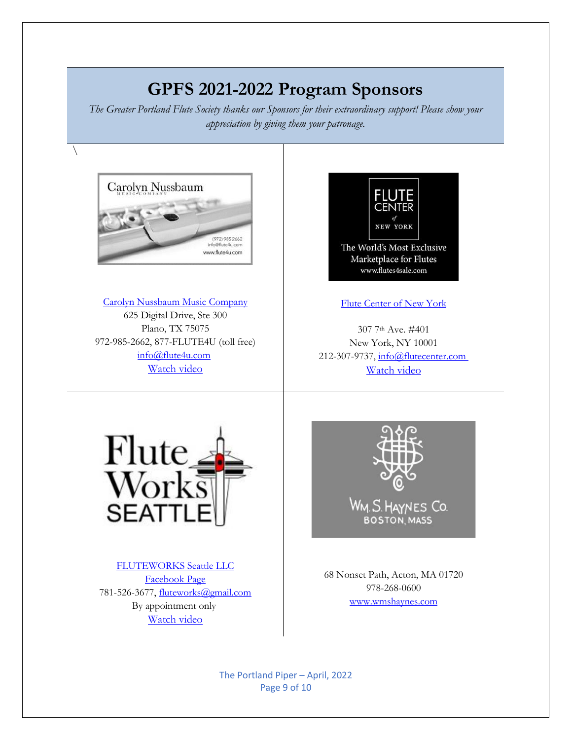# GPFS 2021-2022 Program Sponsors

*The Greater Portland Flute Society thanks our Sponsors for their extraordinary support! Please show your appreciation by giving them your patronage.*

Carolyn Nussbaum Music Company
625 Digital Drive, Ste 300
Plano, TX 75075
972-985-2662, 877-FLUTE4U (toll free)
info@flute4u.com
Watch video

Flute Center of New York

307 7th Ave. #401
New York, NY 10001
212-307-9737, info@flutecenter.com
Watch video

FLUTEWORKS Seattle LLC
Facebook Page
781-526-3677, fluteworks@gmail.com
By appointment only
Watch video

68 Nonset Path, Acton, MA 01720
978-268-0600
www.wmshaynes.com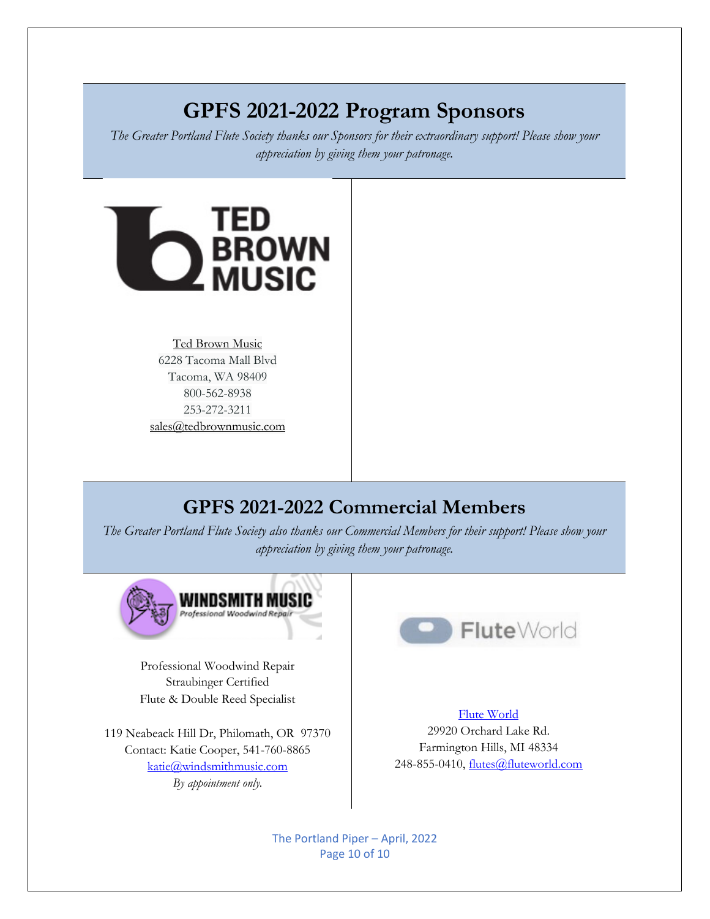## GPFS 2021-2022 Program Sponsors

*The Greater Portland Flute Society thanks our Sponsors for their extraordinary support! Please show your appreciation by giving them your patronage.*

TED BROWN MUSIC

Ted Brown Music
6228 Tacoma Mall Blvd
Tacoma, WA 98409
800-562-8938
253-272-3211
sales@tedbrownmusic.com

## GPFS 2021-2022 Commercial Members

*The Greater Portland Flute Society also thanks our Commercial Members for their support! Please show your appreciation by giving them your patronage.*

WINDSMITH MUSIC
*Professional Woodwind Repair*

Professional Woodwind Repair
Straubinger Certified
Flute & Double Reed Specialist

119 Neabeack Hill Dr, Philomath, OR 97370
Contact: Katie Cooper, 541-760-8865
katie@windsmithmusic.com
*By appointment only.*

FluteWorld

Flute World
29920 Orchard Lake Rd.
Farmington Hills, MI 48334
248-855-0410, flutes@fluteworld.com